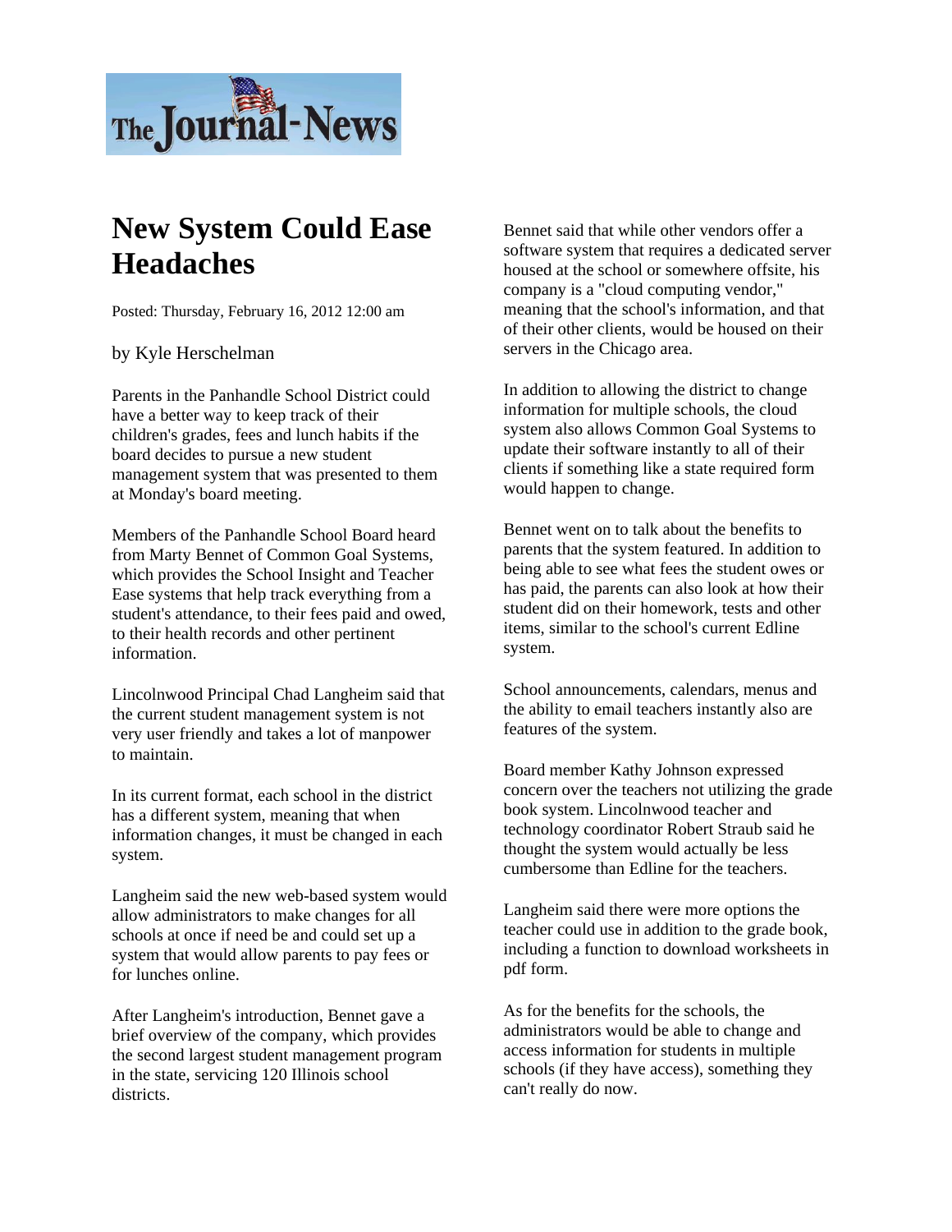The Journal-News

# New System Could Ease Headaches

Posted: Thursday, February 16, 2012 12:00 am

by Kyle Herschelman

Parents in the Panhandle School District could have a better way to keep track of their children's grades, fees and lunch habits if the board decides to pursue a new student management system that was presented to them at Monday's board meeting.

Members of the Panhandle School Board heard from Marty Bennet of Common Goal Systems, which provides the School Insight and Teacher Ease systems that help track everything from a student's attendance, to their fees paid and owed, to their health records and other pertinent information.

Lincolnwood Principal Chad Langheim said that the current student management system is not very user friendly and takes a lot of manpower to maintain.

In its current format, each school in the district has a different system, meaning that when information changes, it must be changed in each system.

Langheim said the new web-based system would allow administrators to make changes for all schools at once if need be and could set up a system that would allow parents to pay fees or for lunches online.

After Langheim's introduction, Bennet gave a brief overview of the company, which provides the second largest student management program in the state, servicing 120 Illinois school districts.

Bennet said that while other vendors offer a software system that requires a dedicated server housed at the school or somewhere offsite, his company is a "cloud computing vendor," meaning that the school's information, and that of their other clients, would be housed on their servers in the Chicago area.

In addition to allowing the district to change information for multiple schools, the cloud system also allows Common Goal Systems to update their software instantly to all of their clients if something like a state required form would happen to change.

Bennet went on to talk about the benefits to parents that the system featured. In addition to being able to see what fees the student owes or has paid, the parents can also look at how their student did on their homework, tests and other items, similar to the school's current Edline system.

School announcements, calendars, menus and the ability to email teachers instantly also are features of the system.

Board member Kathy Johnson expressed concern over the teachers not utilizing the grade book system. Lincolnwood teacher and technology coordinator Robert Straub said he thought the system would actually be less cumbersome than Edline for the teachers.

Langheim said there were more options the teacher could use in addition to the grade book, including a function to download worksheets in pdf form.

As for the benefits for the schools, the administrators would be able to change and access information for students in multiple schools (if they have access), something they can't really do now.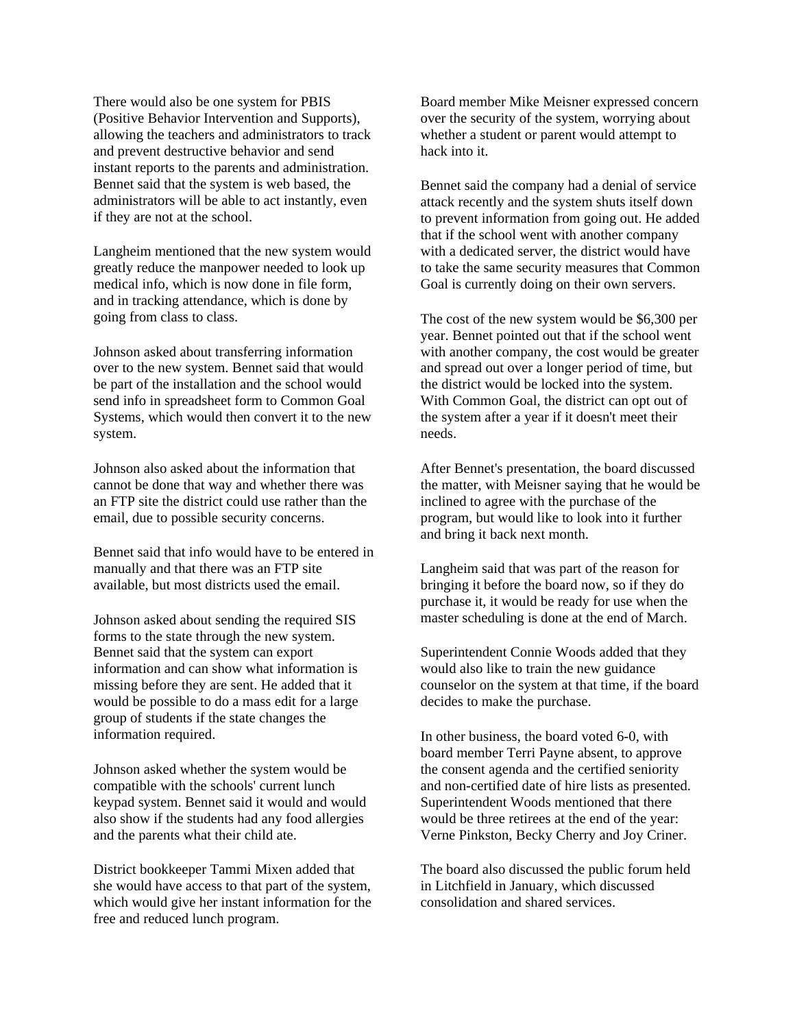There would also be one system for PBIS (Positive Behavior Intervention and Supports), allowing the teachers and administrators to track and prevent destructive behavior and send instant reports to the parents and administration. Bennet said that the system is web based, the administrators will be able to act instantly, even if they are not at the school.

Langheim mentioned that the new system would greatly reduce the manpower needed to look up medical info, which is now done in file form, and in tracking attendance, which is done by going from class to class.

Johnson asked about transferring information over to the new system. Bennet said that would be part of the installation and the school would send info in spreadsheet form to Common Goal Systems, which would then convert it to the new system.

Johnson also asked about the information that cannot be done that way and whether there was an FTP site the district could use rather than the email, due to possible security concerns.

Bennet said that info would have to be entered in manually and that there was an FTP site available, but most districts used the email.

Johnson asked about sending the required SIS forms to the state through the new system. Bennet said that the system can export information and can show what information is missing before they are sent. He added that it would be possible to do a mass edit for a large group of students if the state changes the information required.

Johnson asked whether the system would be compatible with the schools' current lunch keypad system. Bennet said it would and would also show if the students had any food allergies and the parents what their child ate.

District bookkeeper Tammi Mixen added that she would have access to that part of the system, which would give her instant information for the free and reduced lunch program.

Board member Mike Meisner expressed concern over the security of the system, worrying about whether a student or parent would attempt to hack into it.

Bennet said the company had a denial of service attack recently and the system shuts itself down to prevent information from going out. He added that if the school went with another company with a dedicated server, the district would have to take the same security measures that Common Goal is currently doing on their own servers.

The cost of the new system would be $6,300 per year. Bennet pointed out that if the school went with another company, the cost would be greater and spread out over a longer period of time, but the district would be locked into the system. With Common Goal, the district can opt out of the system after a year if it doesn't meet their needs.

After Bennet's presentation, the board discussed the matter, with Meisner saying that he would be inclined to agree with the purchase of the program, but would like to look into it further and bring it back next month.

Langheim said that was part of the reason for bringing it before the board now, so if they do purchase it, it would be ready for use when the master scheduling is done at the end of March.

Superintendent Connie Woods added that they would also like to train the new guidance counselor on the system at that time, if the board decides to make the purchase.

In other business, the board voted 6-0, with board member Terri Payne absent, to approve the consent agenda and the certified seniority and non-certified date of hire lists as presented. Superintendent Woods mentioned that there would be three retirees at the end of the year: Verne Pinkston, Becky Cherry and Joy Criner.

The board also discussed the public forum held in Litchfield in January, which discussed consolidation and shared services.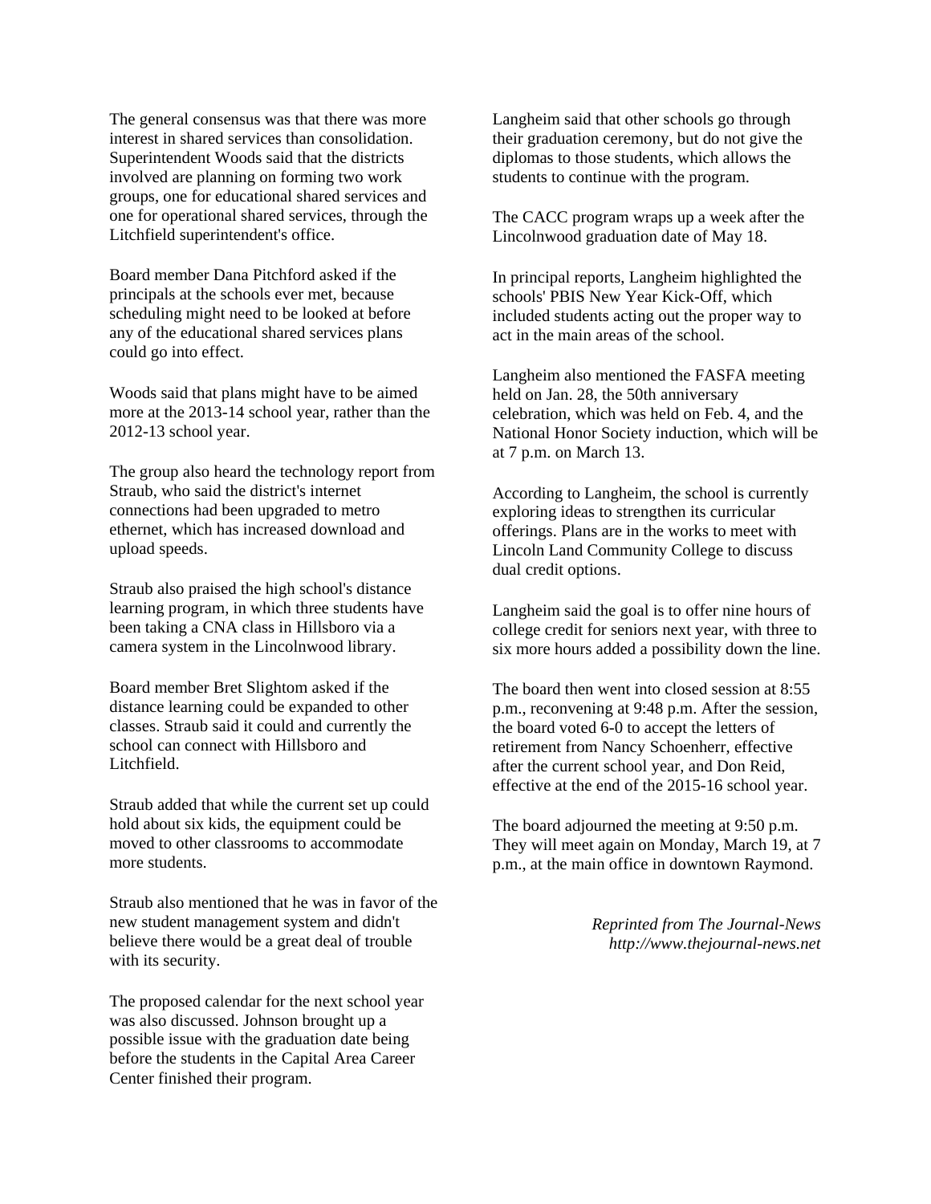The general consensus was that there was more interest in shared services than consolidation. Superintendent Woods said that the districts involved are planning on forming two work groups, one for educational shared services and one for operational shared services, through the Litchfield superintendent's office.

Board member Dana Pitchford asked if the principals at the schools ever met, because scheduling might need to be looked at before any of the educational shared services plans could go into effect.

Woods said that plans might have to be aimed more at the 2013-14 school year, rather than the 2012-13 school year.

The group also heard the technology report from Straub, who said the district's internet connections had been upgraded to metro ethernet, which has increased download and upload speeds.

Straub also praised the high school's distance learning program, in which three students have been taking a CNA class in Hillsboro via a camera system in the Lincolnwood library.

Board member Bret Slightom asked if the distance learning could be expanded to other classes. Straub said it could and currently the school can connect with Hillsboro and Litchfield.

Straub added that while the current set up could hold about six kids, the equipment could be moved to other classrooms to accommodate more students.

Straub also mentioned that he was in favor of the new student management system and didn't believe there would be a great deal of trouble with its security.

The proposed calendar for the next school year was also discussed. Johnson brought up a possible issue with the graduation date being before the students in the Capital Area Career Center finished their program.

Langheim said that other schools go through their graduation ceremony, but do not give the diplomas to those students, which allows the students to continue with the program.

The CACC program wraps up a week after the Lincolnwood graduation date of May 18.

In principal reports, Langheim highlighted the schools' PBIS New Year Kick-Off, which included students acting out the proper way to act in the main areas of the school.

Langheim also mentioned the FASFA meeting held on Jan. 28, the 50th anniversary celebration, which was held on Feb. 4, and the National Honor Society induction, which will be at 7 p.m. on March 13.

According to Langheim, the school is currently exploring ideas to strengthen its curricular offerings. Plans are in the works to meet with Lincoln Land Community College to discuss dual credit options.

Langheim said the goal is to offer nine hours of college credit for seniors next year, with three to six more hours added a possibility down the line.

The board then went into closed session at 8:55 p.m., reconvening at 9:48 p.m. After the session, the board voted 6-0 to accept the letters of retirement from Nancy Schoenherr, effective after the current school year, and Don Reid, effective at the end of the 2015-16 school year.

The board adjourned the meeting at 9:50 p.m. They will meet again on Monday, March 19, at 7 p.m., at the main office in downtown Raymond.

*Reprinted from The Journal-News*
*http://www.thejournal-news.net*